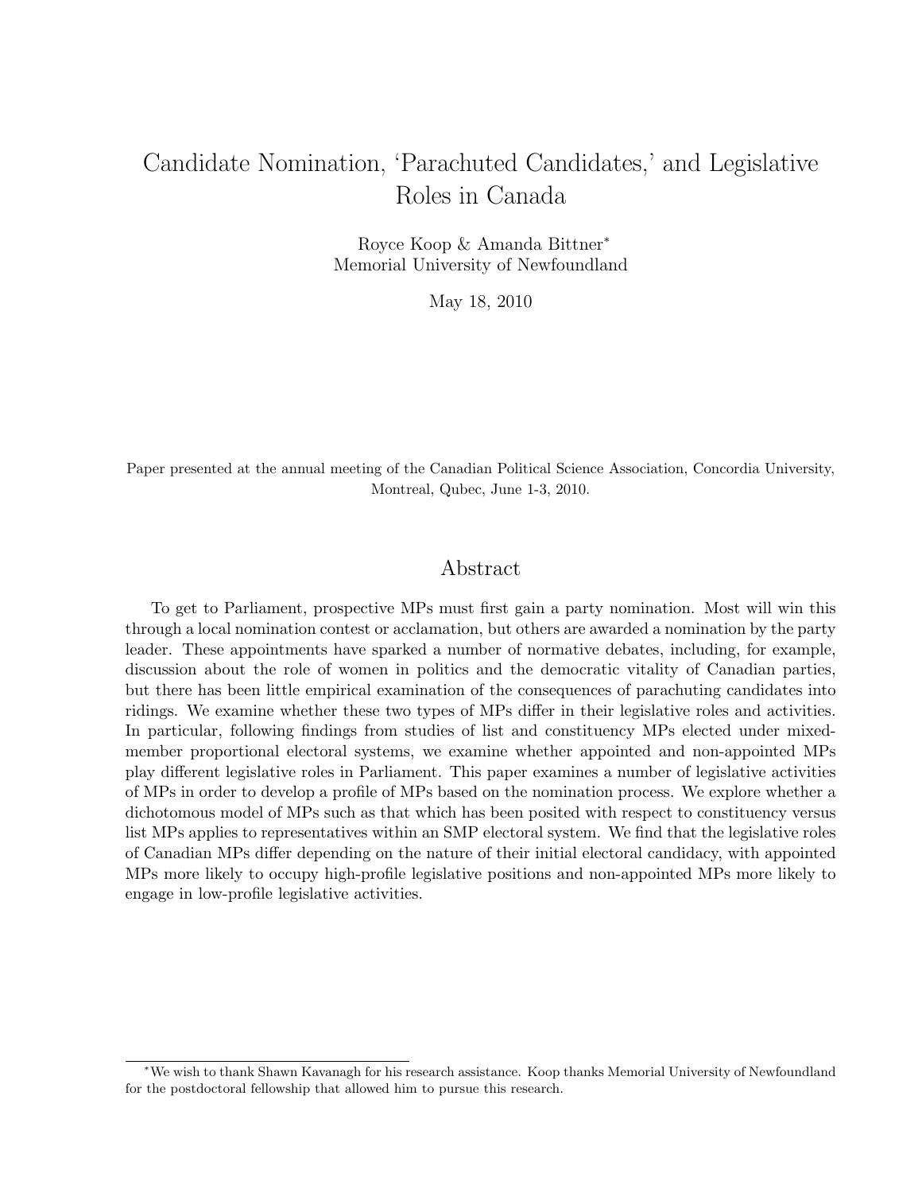# Candidate Nomination, 'Parachuted Candidates,' and Legislative Roles in Canada

Royce Koop & Amanda Bittner*
Memorial University of Newfoundland

May 18, 2010

Paper presented at the annual meeting of the Canadian Political Science Association, Concordia University, Montreal, Qubec, June 1-3, 2010.

## Abstract

To get to Parliament, prospective MPs must first gain a party nomination. Most will win this through a local nomination contest or acclamation, but others are awarded a nomination by the party leader. These appointments have sparked a number of normative debates, including, for example, discussion about the role of women in politics and the democratic vitality of Canadian parties, but there has been little empirical examination of the consequences of parachuting candidates into ridings. We examine whether these two types of MPs differ in their legislative roles and activities. In particular, following findings from studies of list and constituency MPs elected under mixed-member proportional electoral systems, we examine whether appointed and non-appointed MPs play different legislative roles in Parliament. This paper examines a number of legislative activities of MPs in order to develop a profile of MPs based on the nomination process. We explore whether a dichotomous model of MPs such as that which has been posited with respect to constituency versus list MPs applies to representatives within an SMP electoral system. We find that the legislative roles of Canadian MPs differ depending on the nature of their initial electoral candidacy, with appointed MPs more likely to occupy high-profile legislative positions and non-appointed MPs more likely to engage in low-profile legislative activities.

---

*We wish to thank Shawn Kavanagh for his research assistance. Koop thanks Memorial University of Newfoundland for the postdoctoral fellowship that allowed him to pursue this research.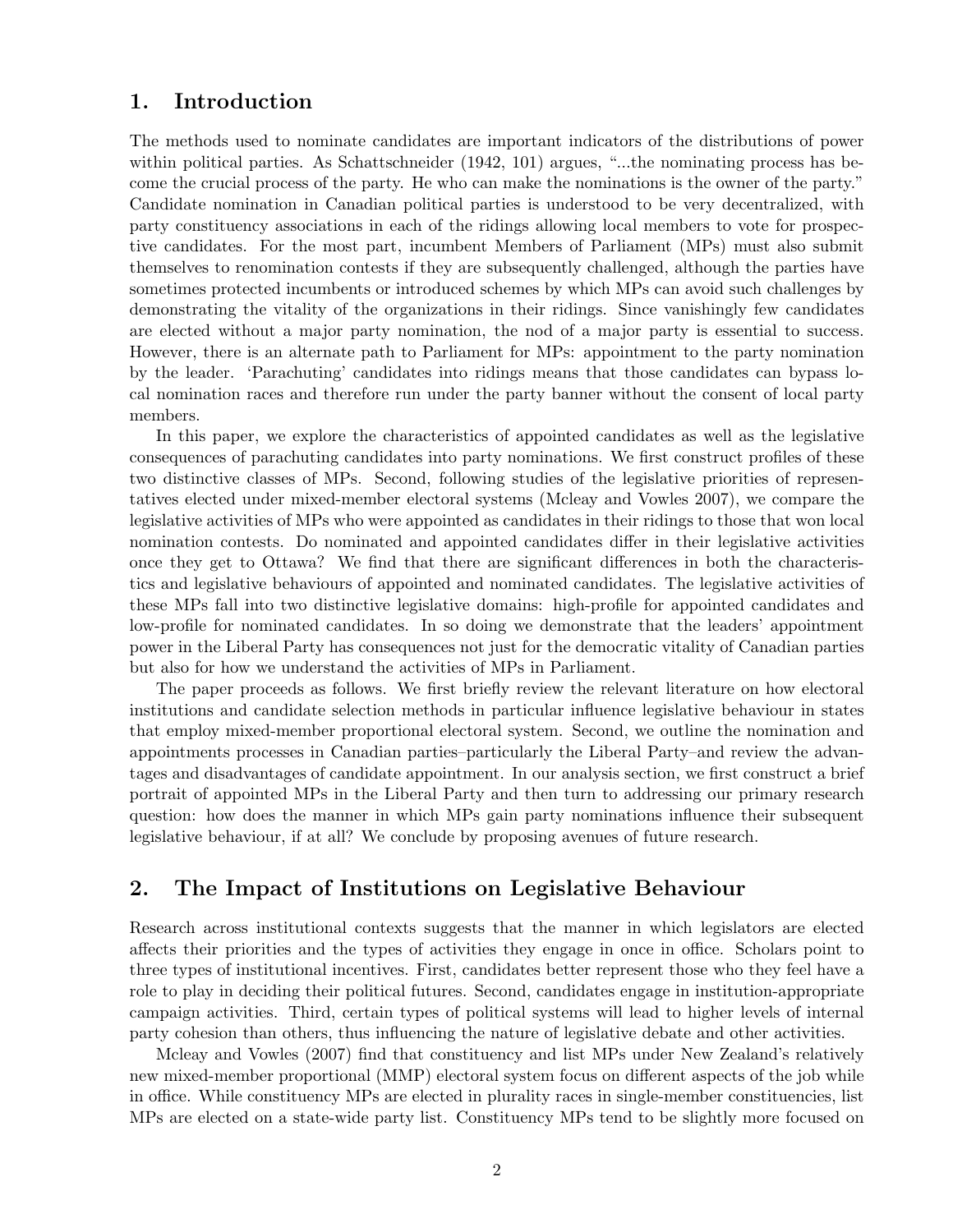## 1. Introduction

The methods used to nominate candidates are important indicators of the distributions of power within political parties. As Schattschneider (1942, 101) argues, "...the nominating process has become the crucial process of the party. He who can make the nominations is the owner of the party." Candidate nomination in Canadian political parties is understood to be very decentralized, with party constituency associations in each of the ridings allowing local members to vote for prospective candidates. For the most part, incumbent Members of Parliament (MPs) must also submit themselves to renomination contests if they are subsequently challenged, although the parties have sometimes protected incumbents or introduced schemes by which MPs can avoid such challenges by demonstrating the vitality of the organizations in their ridings. Since vanishingly few candidates are elected without a major party nomination, the nod of a major party is essential to success. However, there is an alternate path to Parliament for MPs: appointment to the party nomination by the leader. 'Parachuting' candidates into ridings means that those candidates can bypass local nomination races and therefore run under the party banner without the consent of local party members.

In this paper, we explore the characteristics of appointed candidates as well as the legislative consequences of parachuting candidates into party nominations. We first construct profiles of these two distinctive classes of MPs. Second, following studies of the legislative priorities of representatives elected under mixed-member electoral systems (Mcleay and Vowles 2007), we compare the legislative activities of MPs who were appointed as candidates in their ridings to those that won local nomination contests. Do nominated and appointed candidates differ in their legislative activities once they get to Ottawa? We find that there are significant differences in both the characteristics and legislative behaviours of appointed and nominated candidates. The legislative activities of these MPs fall into two distinctive legislative domains: high-profile for appointed candidates and low-profile for nominated candidates. In so doing we demonstrate that the leaders' appointment power in the Liberal Party has consequences not just for the democratic vitality of Canadian parties but also for how we understand the activities of MPs in Parliament.

The paper proceeds as follows. We first briefly review the relevant literature on how electoral institutions and candidate selection methods in particular influence legislative behaviour in states that employ mixed-member proportional electoral system. Second, we outline the nomination and appointments processes in Canadian parties–particularly the Liberal Party–and review the advantages and disadvantages of candidate appointment. In our analysis section, we first construct a brief portrait of appointed MPs in the Liberal Party and then turn to addressing our primary research question: how does the manner in which MPs gain party nominations influence their subsequent legislative behaviour, if at all? We conclude by proposing avenues of future research.

## 2. The Impact of Institutions on Legislative Behaviour

Research across institutional contexts suggests that the manner in which legislators are elected affects their priorities and the types of activities they engage in once in office. Scholars point to three types of institutional incentives. First, candidates better represent those who they feel have a role to play in deciding their political futures. Second, candidates engage in institution-appropriate campaign activities. Third, certain types of political systems will lead to higher levels of internal party cohesion than others, thus influencing the nature of legislative debate and other activities.

Mcleay and Vowles (2007) find that constituency and list MPs under New Zealand's relatively new mixed-member proportional (MMP) electoral system focus on different aspects of the job while in office. While constituency MPs are elected in plurality races in single-member constituencies, list MPs are elected on a state-wide party list. Constituency MPs tend to be slightly more focused on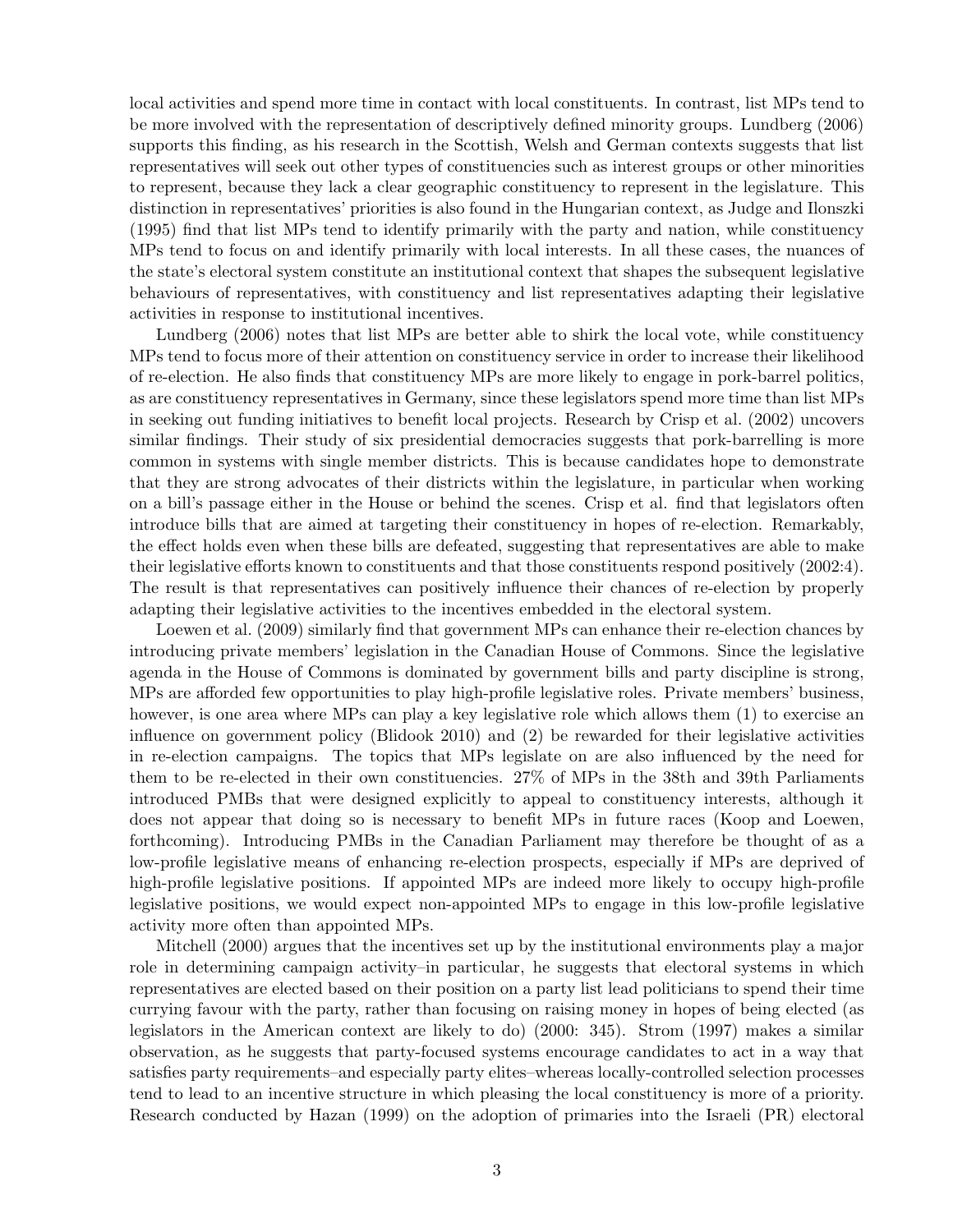local activities and spend more time in contact with local constituents. In contrast, list MPs tend to be more involved with the representation of descriptively defined minority groups. Lundberg (2006) supports this finding, as his research in the Scottish, Welsh and German contexts suggests that list representatives will seek out other types of constituencies such as interest groups or other minorities to represent, because they lack a clear geographic constituency to represent in the legislature. This distinction in representatives' priorities is also found in the Hungarian context, as Judge and Ilonszki (1995) find that list MPs tend to identify primarily with the party and nation, while constituency MPs tend to focus on and identify primarily with local interests. In all these cases, the nuances of the state's electoral system constitute an institutional context that shapes the subsequent legislative behaviours of representatives, with constituency and list representatives adapting their legislative activities in response to institutional incentives.

Lundberg (2006) notes that list MPs are better able to shirk the local vote, while constituency MPs tend to focus more of their attention on constituency service in order to increase their likelihood of re-election. He also finds that constituency MPs are more likely to engage in pork-barrel politics, as are constituency representatives in Germany, since these legislators spend more time than list MPs in seeking out funding initiatives to benefit local projects. Research by Crisp et al. (2002) uncovers similar findings. Their study of six presidential democracies suggests that pork-barrelling is more common in systems with single member districts. This is because candidates hope to demonstrate that they are strong advocates of their districts within the legislature, in particular when working on a bill's passage either in the House or behind the scenes. Crisp et al. find that legislators often introduce bills that are aimed at targeting their constituency in hopes of re-election. Remarkably, the effect holds even when these bills are defeated, suggesting that representatives are able to make their legislative efforts known to constituents and that those constituents respond positively (2002:4). The result is that representatives can positively influence their chances of re-election by properly adapting their legislative activities to the incentives embedded in the electoral system.

Loewen et al. (2009) similarly find that government MPs can enhance their re-election chances by introducing private members' legislation in the Canadian House of Commons. Since the legislative agenda in the House of Commons is dominated by government bills and party discipline is strong, MPs are afforded few opportunities to play high-profile legislative roles. Private members' business, however, is one area where MPs can play a key legislative role which allows them (1) to exercise an influence on government policy (Blidook 2010) and (2) be rewarded for their legislative activities in re-election campaigns. The topics that MPs legislate on are also influenced by the need for them to be re-elected in their own constituencies. 27% of MPs in the 38th and 39th Parliaments introduced PMBs that were designed explicitly to appeal to constituency interests, although it does not appear that doing so is necessary to benefit MPs in future races (Koop and Loewen, forthcoming). Introducing PMBs in the Canadian Parliament may therefore be thought of as a low-profile legislative means of enhancing re-election prospects, especially if MPs are deprived of high-profile legislative positions. If appointed MPs are indeed more likely to occupy high-profile legislative positions, we would expect non-appointed MPs to engage in this low-profile legislative activity more often than appointed MPs.

Mitchell (2000) argues that the incentives set up by the institutional environments play a major role in determining campaign activity–in particular, he suggests that electoral systems in which representatives are elected based on their position on a party list lead politicians to spend their time currying favour with the party, rather than focusing on raising money in hopes of being elected (as legislators in the American context are likely to do) (2000: 345). Strom (1997) makes a similar observation, as he suggests that party-focused systems encourage candidates to act in a way that satisfies party requirements–and especially party elites–whereas locally-controlled selection processes tend to lead to an incentive structure in which pleasing the local constituency is more of a priority. Research conducted by Hazan (1999) on the adoption of primaries into the Israeli (PR) electoral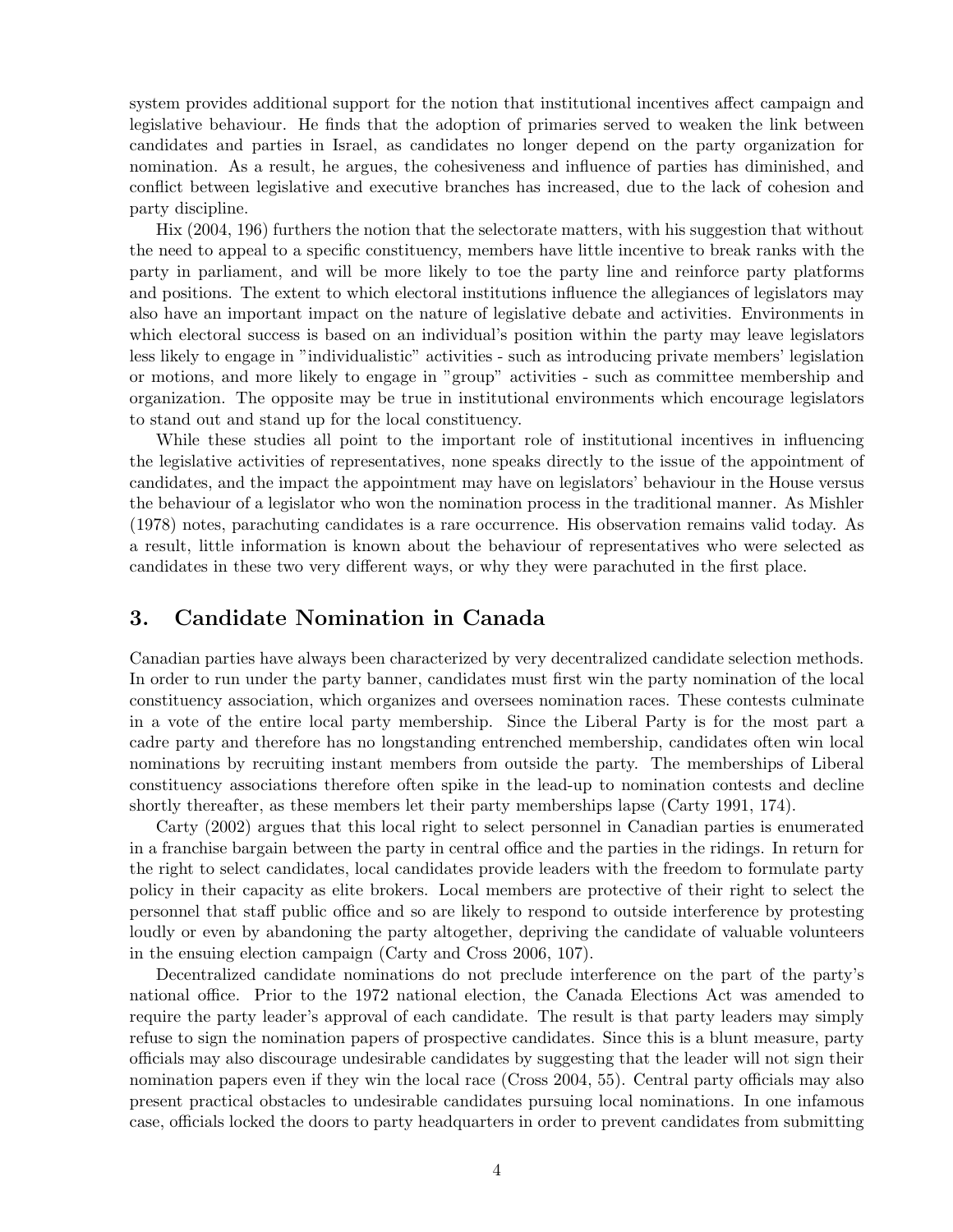system provides additional support for the notion that institutional incentives affect campaign and legislative behaviour. He finds that the adoption of primaries served to weaken the link between candidates and parties in Israel, as candidates no longer depend on the party organization for nomination. As a result, he argues, the cohesiveness and influence of parties has diminished, and conflict between legislative and executive branches has increased, due to the lack of cohesion and party discipline.

Hix (2004, 196) furthers the notion that the selectorate matters, with his suggestion that without the need to appeal to a specific constituency, members have little incentive to break ranks with the party in parliament, and will be more likely to toe the party line and reinforce party platforms and positions. The extent to which electoral institutions influence the allegiances of legislators may also have an important impact on the nature of legislative debate and activities. Environments in which electoral success is based on an individual's position within the party may leave legislators less likely to engage in "individualistic" activities - such as introducing private members' legislation or motions, and more likely to engage in "group" activities - such as committee membership and organization. The opposite may be true in institutional environments which encourage legislators to stand out and stand up for the local constituency.

While these studies all point to the important role of institutional incentives in influencing the legislative activities of representatives, none speaks directly to the issue of the appointment of candidates, and the impact the appointment may have on legislators' behaviour in the House versus the behaviour of a legislator who won the nomination process in the traditional manner. As Mishler (1978) notes, parachuting candidates is a rare occurrence. His observation remains valid today. As a result, little information is known about the behaviour of representatives who were selected as candidates in these two very different ways, or why they were parachuted in the first place.

## 3. Candidate Nomination in Canada

Canadian parties have always been characterized by very decentralized candidate selection methods. In order to run under the party banner, candidates must first win the party nomination of the local constituency association, which organizes and oversees nomination races. These contests culminate in a vote of the entire local party membership. Since the Liberal Party is for the most part a cadre party and therefore has no longstanding entrenched membership, candidates often win local nominations by recruiting instant members from outside the party. The memberships of Liberal constituency associations therefore often spike in the lead-up to nomination contests and decline shortly thereafter, as these members let their party memberships lapse (Carty 1991, 174).

Carty (2002) argues that this local right to select personnel in Canadian parties is enumerated in a franchise bargain between the party in central office and the parties in the ridings. In return for the right to select candidates, local candidates provide leaders with the freedom to formulate party policy in their capacity as elite brokers. Local members are protective of their right to select the personnel that staff public office and so are likely to respond to outside interference by protesting loudly or even by abandoning the party altogether, depriving the candidate of valuable volunteers in the ensuing election campaign (Carty and Cross 2006, 107).

Decentralized candidate nominations do not preclude interference on the part of the party's national office. Prior to the 1972 national election, the Canada Elections Act was amended to require the party leader's approval of each candidate. The result is that party leaders may simply refuse to sign the nomination papers of prospective candidates. Since this is a blunt measure, party officials may also discourage undesirable candidates by suggesting that the leader will not sign their nomination papers even if they win the local race (Cross 2004, 55). Central party officials may also present practical obstacles to undesirable candidates pursuing local nominations. In one infamous case, officials locked the doors to party headquarters in order to prevent candidates from submitting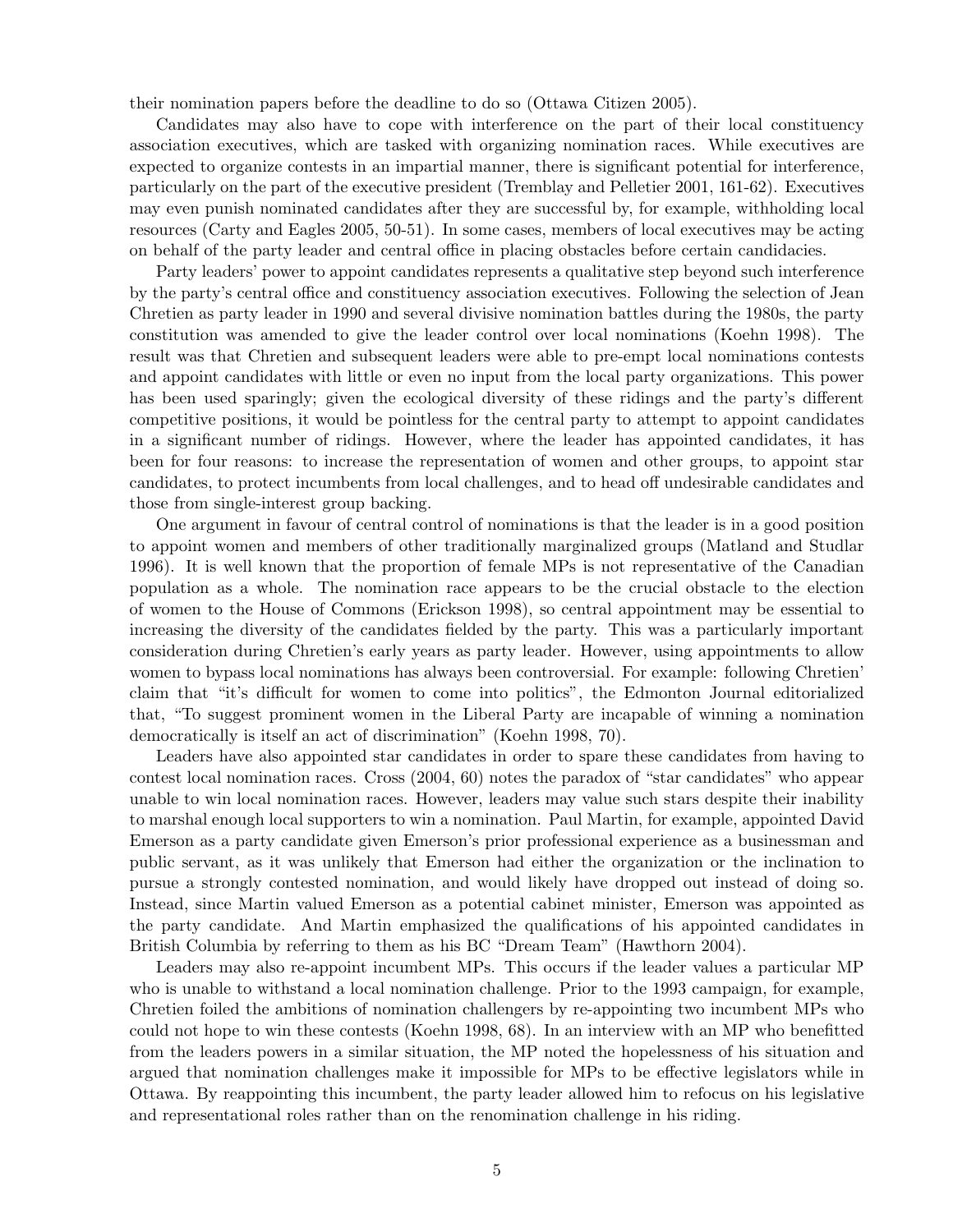their nomination papers before the deadline to do so (Ottawa Citizen 2005).

Candidates may also have to cope with interference on the part of their local constituency association executives, which are tasked with organizing nomination races. While executives are expected to organize contests in an impartial manner, there is significant potential for interference, particularly on the part of the executive president (Tremblay and Pelletier 2001, 161-62). Executives may even punish nominated candidates after they are successful by, for example, withholding local resources (Carty and Eagles 2005, 50-51). In some cases, members of local executives may be acting on behalf of the party leader and central office in placing obstacles before certain candidacies.

Party leaders' power to appoint candidates represents a qualitative step beyond such interference by the party's central office and constituency association executives. Following the selection of Jean Chretien as party leader in 1990 and several divisive nomination battles during the 1980s, the party constitution was amended to give the leader control over local nominations (Koehn 1998). The result was that Chretien and subsequent leaders were able to pre-empt local nominations contests and appoint candidates with little or even no input from the local party organizations. This power has been used sparingly; given the ecological diversity of these ridings and the party's different competitive positions, it would be pointless for the central party to attempt to appoint candidates in a significant number of ridings. However, where the leader has appointed candidates, it has been for four reasons: to increase the representation of women and other groups, to appoint star candidates, to protect incumbents from local challenges, and to head off undesirable candidates and those from single-interest group backing.

One argument in favour of central control of nominations is that the leader is in a good position to appoint women and members of other traditionally marginalized groups (Matland and Studlar 1996). It is well known that the proportion of female MPs is not representative of the Canadian population as a whole. The nomination race appears to be the crucial obstacle to the election of women to the House of Commons (Erickson 1998), so central appointment may be essential to increasing the diversity of the candidates fielded by the party. This was a particularly important consideration during Chretien's early years as party leader. However, using appointments to allow women to bypass local nominations has always been controversial. For example: following Chretien' claim that "it's difficult for women to come into politics", the Edmonton Journal editorialized that, "To suggest prominent women in the Liberal Party are incapable of winning a nomination democratically is itself an act of discrimination" (Koehn 1998, 70).

Leaders have also appointed star candidates in order to spare these candidates from having to contest local nomination races. Cross (2004, 60) notes the paradox of "star candidates" who appear unable to win local nomination races. However, leaders may value such stars despite their inability to marshal enough local supporters to win a nomination. Paul Martin, for example, appointed David Emerson as a party candidate given Emerson's prior professional experience as a businessman and public servant, as it was unlikely that Emerson had either the organization or the inclination to pursue a strongly contested nomination, and would likely have dropped out instead of doing so. Instead, since Martin valued Emerson as a potential cabinet minister, Emerson was appointed as the party candidate. And Martin emphasized the qualifications of his appointed candidates in British Columbia by referring to them as his BC "Dream Team" (Hawthorn 2004).

Leaders may also re-appoint incumbent MPs. This occurs if the leader values a particular MP who is unable to withstand a local nomination challenge. Prior to the 1993 campaign, for example, Chretien foiled the ambitions of nomination challengers by re-appointing two incumbent MPs who could not hope to win these contests (Koehn 1998, 68). In an interview with an MP who benefitted from the leaders powers in a similar situation, the MP noted the hopelessness of his situation and argued that nomination challenges make it impossible for MPs to be effective legislators while in Ottawa. By reappointing this incumbent, the party leader allowed him to refocus on his legislative and representational roles rather than on the renomination challenge in his riding.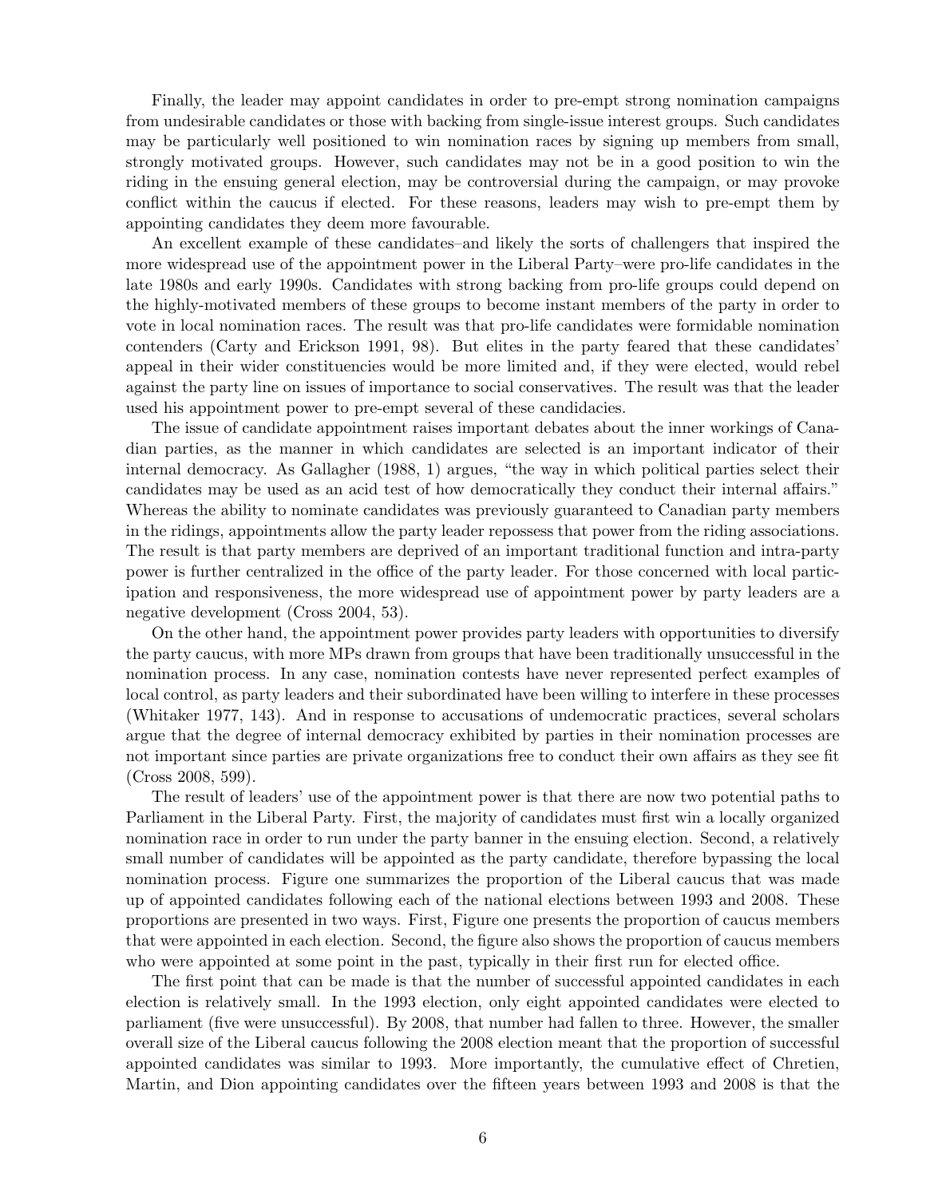Finally, the leader may appoint candidates in order to pre-empt strong nomination campaigns from undesirable candidates or those with backing from single-issue interest groups. Such candidates may be particularly well positioned to win nomination races by signing up members from small, strongly motivated groups. However, such candidates may not be in a good position to win the riding in the ensuing general election, may be controversial during the campaign, or may provoke conflict within the caucus if elected. For these reasons, leaders may wish to pre-empt them by appointing candidates they deem more favourable.

An excellent example of these candidates–and likely the sorts of challengers that inspired the more widespread use of the appointment power in the Liberal Party–were pro-life candidates in the late 1980s and early 1990s. Candidates with strong backing from pro-life groups could depend on the highly-motivated members of these groups to become instant members of the party in order to vote in local nomination races. The result was that pro-life candidates were formidable nomination contenders (Carty and Erickson 1991, 98). But elites in the party feared that these candidates' appeal in their wider constituencies would be more limited and, if they were elected, would rebel against the party line on issues of importance to social conservatives. The result was that the leader used his appointment power to pre-empt several of these candidacies.

The issue of candidate appointment raises important debates about the inner workings of Canadian parties, as the manner in which candidates are selected is an important indicator of their internal democracy. As Gallagher (1988, 1) argues, "the way in which political parties select their candidates may be used as an acid test of how democratically they conduct their internal affairs." Whereas the ability to nominate candidates was previously guaranteed to Canadian party members in the ridings, appointments allow the party leader repossess that power from the riding associations. The result is that party members are deprived of an important traditional function and intra-party power is further centralized in the office of the party leader. For those concerned with local participation and responsiveness, the more widespread use of appointment power by party leaders are a negative development (Cross 2004, 53).

On the other hand, the appointment power provides party leaders with opportunities to diversify the party caucus, with more MPs drawn from groups that have been traditionally unsuccessful in the nomination process. In any case, nomination contests have never represented perfect examples of local control, as party leaders and their subordinated have been willing to interfere in these processes (Whitaker 1977, 143). And in response to accusations of undemocratic practices, several scholars argue that the degree of internal democracy exhibited by parties in their nomination processes are not important since parties are private organizations free to conduct their own affairs as they see fit (Cross 2008, 599).

The result of leaders' use of the appointment power is that there are now two potential paths to Parliament in the Liberal Party. First, the majority of candidates must first win a locally organized nomination race in order to run under the party banner in the ensuing election. Second, a relatively small number of candidates will be appointed as the party candidate, therefore bypassing the local nomination process. Figure one summarizes the proportion of the Liberal caucus that was made up of appointed candidates following each of the national elections between 1993 and 2008. These proportions are presented in two ways. First, Figure one presents the proportion of caucus members that were appointed in each election. Second, the figure also shows the proportion of caucus members who were appointed at some point in the past, typically in their first run for elected office.

The first point that can be made is that the number of successful appointed candidates in each election is relatively small. In the 1993 election, only eight appointed candidates were elected to parliament (five were unsuccessful). By 2008, that number had fallen to three. However, the smaller overall size of the Liberal caucus following the 2008 election meant that the proportion of successful appointed candidates was similar to 1993. More importantly, the cumulative effect of Chretien, Martin, and Dion appointing candidates over the fifteen years between 1993 and 2008 is that the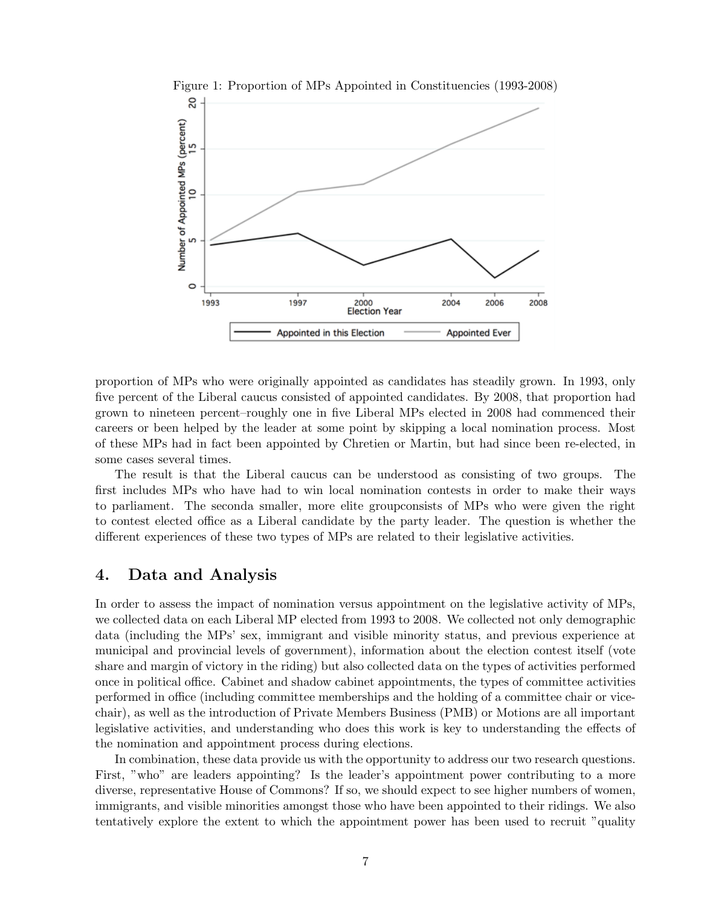Figure 1: Proportion of MPs Appointed in Constituencies (1993-2008)

proportion of MPs who were originally appointed as candidates has steadily grown. In 1993, only five percent of the Liberal caucus consisted of appointed candidates. By 2008, that proportion had grown to nineteen percent–roughly one in five Liberal MPs elected in 2008 had commenced their careers or been helped by the leader at some point by skipping a local nomination process. Most of these MPs had in fact been appointed by Chretien or Martin, but had since been re-elected, in some cases several times.

The result is that the Liberal caucus can be understood as consisting of two groups. The first includes MPs who have had to win local nomination contests in order to make their ways to parliament. The seconda smaller, more elite groupconsists of MPs who were given the right to contest elected office as a Liberal candidate by the party leader. The question is whether the different experiences of these two types of MPs are related to their legislative activities.

## 4. Data and Analysis

In order to assess the impact of nomination versus appointment on the legislative activity of MPs, we collected data on each Liberal MP elected from 1993 to 2008. We collected not only demographic data (including the MPs' sex, immigrant and visible minority status, and previous experience at municipal and provincial levels of government), information about the election contest itself (vote share and margin of victory in the riding) but also collected data on the types of activities performed once in political office. Cabinet and shadow cabinet appointments, the types of committee activities performed in office (including committee memberships and the holding of a committee chair or vice-chair), as well as the introduction of Private Members Business (PMB) or Motions are all important legislative activities, and understanding who does this work is key to understanding the effects of the nomination and appointment process during elections.

In combination, these data provide us with the opportunity to address our two research questions. First, "who" are leaders appointing? Is the leader's appointment power contributing to a more diverse, representative House of Commons? If so, we should expect to see higher numbers of women, immigrants, and visible minorities amongst those who have been appointed to their ridings. We also tentatively explore the extent to which the appointment power has been used to recruit "quality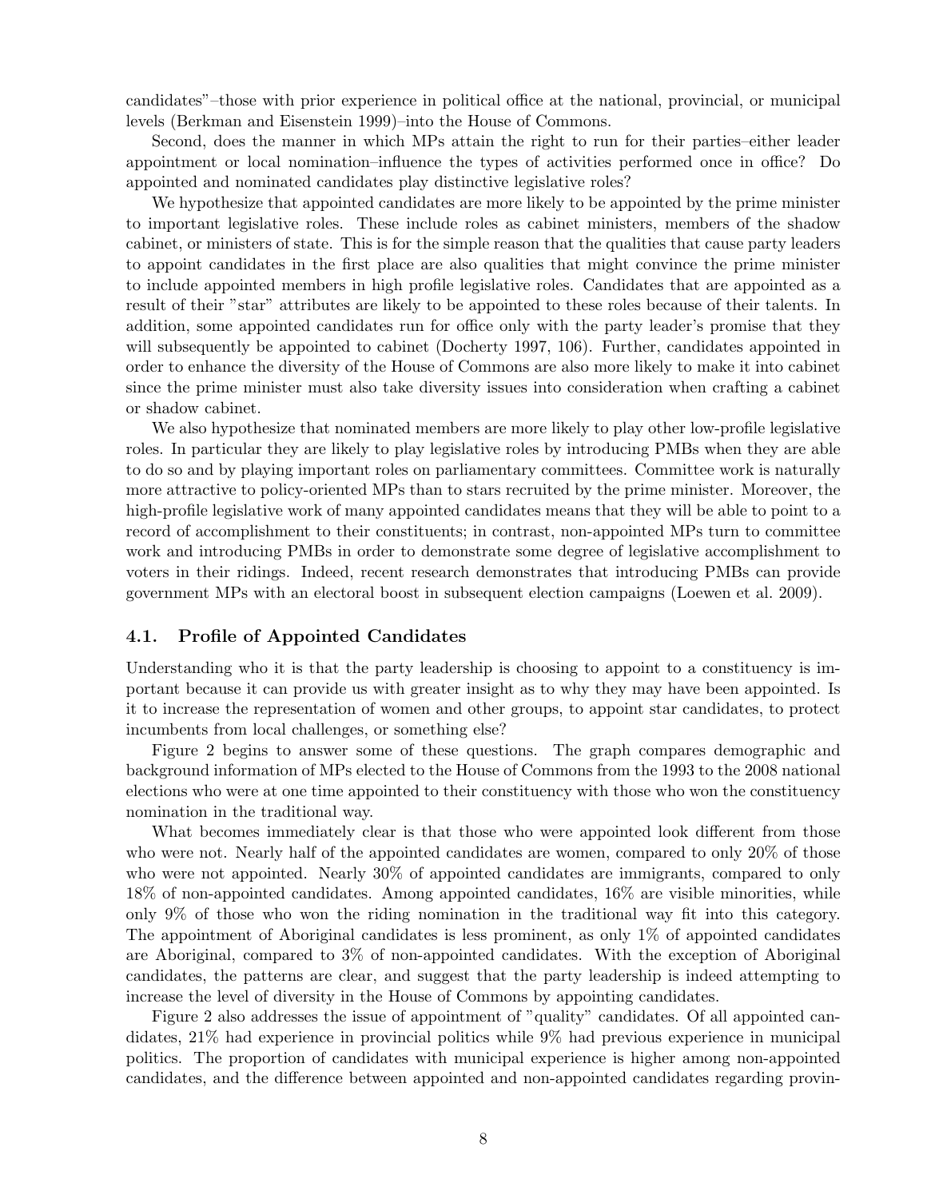candidates"–those with prior experience in political office at the national, provincial, or municipal levels (Berkman and Eisenstein 1999)–into the House of Commons.

Second, does the manner in which MPs attain the right to run for their parties–either leader appointment or local nomination–influence the types of activities performed once in office? Do appointed and nominated candidates play distinctive legislative roles?

We hypothesize that appointed candidates are more likely to be appointed by the prime minister to important legislative roles. These include roles as cabinet ministers, members of the shadow cabinet, or ministers of state. This is for the simple reason that the qualities that cause party leaders to appoint candidates in the first place are also qualities that might convince the prime minister to include appointed members in high profile legislative roles. Candidates that are appointed as a result of their "star" attributes are likely to be appointed to these roles because of their talents. In addition, some appointed candidates run for office only with the party leader's promise that they will subsequently be appointed to cabinet (Docherty 1997, 106). Further, candidates appointed in order to enhance the diversity of the House of Commons are also more likely to make it into cabinet since the prime minister must also take diversity issues into consideration when crafting a cabinet or shadow cabinet.

We also hypothesize that nominated members are more likely to play other low-profile legislative roles. In particular they are likely to play legislative roles by introducing PMBs when they are able to do so and by playing important roles on parliamentary committees. Committee work is naturally more attractive to policy-oriented MPs than to stars recruited by the prime minister. Moreover, the high-profile legislative work of many appointed candidates means that they will be able to point to a record of accomplishment to their constituents; in contrast, non-appointed MPs turn to committee work and introducing PMBs in order to demonstrate some degree of legislative accomplishment to voters in their ridings. Indeed, recent research demonstrates that introducing PMBs can provide government MPs with an electoral boost in subsequent election campaigns (Loewen et al. 2009).

### 4.1. Profile of Appointed Candidates

Understanding who it is that the party leadership is choosing to appoint to a constituency is important because it can provide us with greater insight as to why they may have been appointed. Is it to increase the representation of women and other groups, to appoint star candidates, to protect incumbents from local challenges, or something else?

Figure 2 begins to answer some of these questions. The graph compares demographic and background information of MPs elected to the House of Commons from the 1993 to the 2008 national elections who were at one time appointed to their constituency with those who won the constituency nomination in the traditional way.

What becomes immediately clear is that those who were appointed look different from those who were not. Nearly half of the appointed candidates are women, compared to only 20% of those who were not appointed. Nearly 30% of appointed candidates are immigrants, compared to only 18% of non-appointed candidates. Among appointed candidates, 16% are visible minorities, while only 9% of those who won the riding nomination in the traditional way fit into this category. The appointment of Aboriginal candidates is less prominent, as only 1% of appointed candidates are Aboriginal, compared to 3% of non-appointed candidates. With the exception of Aboriginal candidates, the patterns are clear, and suggest that the party leadership is indeed attempting to increase the level of diversity in the House of Commons by appointing candidates.

Figure 2 also addresses the issue of appointment of "quality" candidates. Of all appointed candidates, 21% had experience in provincial politics while 9% had previous experience in municipal politics. The proportion of candidates with municipal experience is higher among non-appointed candidates, and the difference between appointed and non-appointed candidates regarding provin-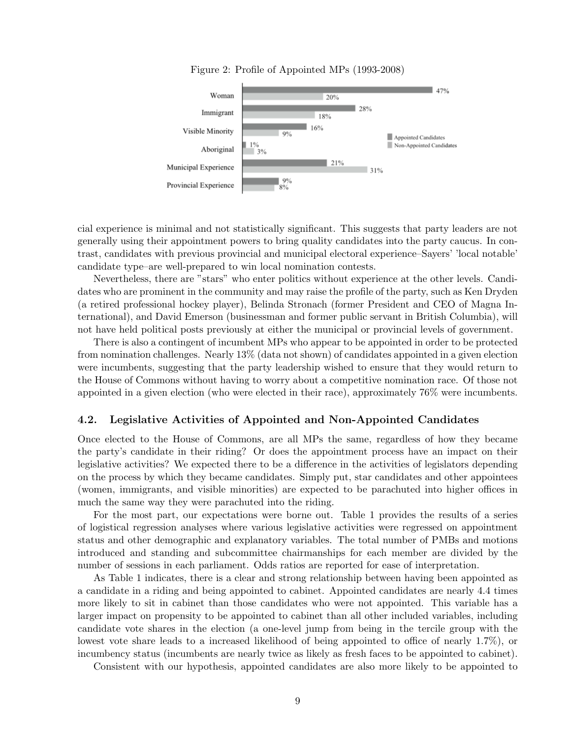Figure 2: Profile of Appointed MPs (1993-2008)

| | Appointed Candidates | Non-Appointed Candidates |
| --- | --- | --- |
| Woman | 47% | 20% |
| Immigrant | 28% | 18% |
| Visible Minority | 16% | 9% |
| Aboriginal | 1% | 3% |
| Municipal Experience | 21% | 31% |
| Provincial Experience | 9% | 8% |

cial experience is minimal and not statistically significant. This suggests that party leaders are not generally using their appointment powers to bring quality candidates into the party caucus. In contrast, candidates with previous provincial and municipal electoral experience–Sayers' 'local notable' candidate type–are well-prepared to win local nomination contests.

Nevertheless, there are "stars" who enter politics without experience at the other levels. Candidates who are prominent in the community and may raise the profile of the party, such as Ken Dryden (a retired professional hockey player), Belinda Stronach (former President and CEO of Magna International), and David Emerson (businessman and former public servant in British Columbia), will not have held political posts previously at either the municipal or provincial levels of government.

There is also a contingent of incumbent MPs who appear to be appointed in order to be protected from nomination challenges. Nearly 13% (data not shown) of candidates appointed in a given election were incumbents, suggesting that the party leadership wished to ensure that they would return to the House of Commons without having to worry about a competitive nomination race. Of those not appointed in a given election (who were elected in their race), approximately 76% were incumbents.

## 4.2. Legislative Activities of Appointed and Non-Appointed Candidates

Once elected to the House of Commons, are all MPs the same, regardless of how they became the party's candidate in their riding? Or does the appointment process have an impact on their legislative activities? We expected there to be a difference in the activities of legislators depending on the process by which they became candidates. Simply put, star candidates and other appointees (women, immigrants, and visible minorities) are expected to be parachuted into higher offices in much the same way they were parachuted into the riding.

For the most part, our expectations were borne out. Table 1 provides the results of a series of logistical regression analyses where various legislative activities were regressed on appointment status and other demographic and explanatory variables. The total number of PMBs and motions introduced and standing and subcommittee chairmanships for each member are divided by the number of sessions in each parliament. Odds ratios are reported for ease of interpretation.

As Table 1 indicates, there is a clear and strong relationship between having been appointed as a candidate in a riding and being appointed to cabinet. Appointed candidates are nearly 4.4 times more likely to sit in cabinet than those candidates who were not appointed. This variable has a larger impact on propensity to be appointed to cabinet than all other included variables, including candidate vote shares in the election (a one-level jump from being in the tercile group with the lowest vote share leads to a increased likelihood of being appointed to office of nearly 1.7%), or incumbency status (incumbents are nearly twice as likely as fresh faces to be appointed to cabinet).

Consistent with our hypothesis, appointed candidates are also more likely to be appointed to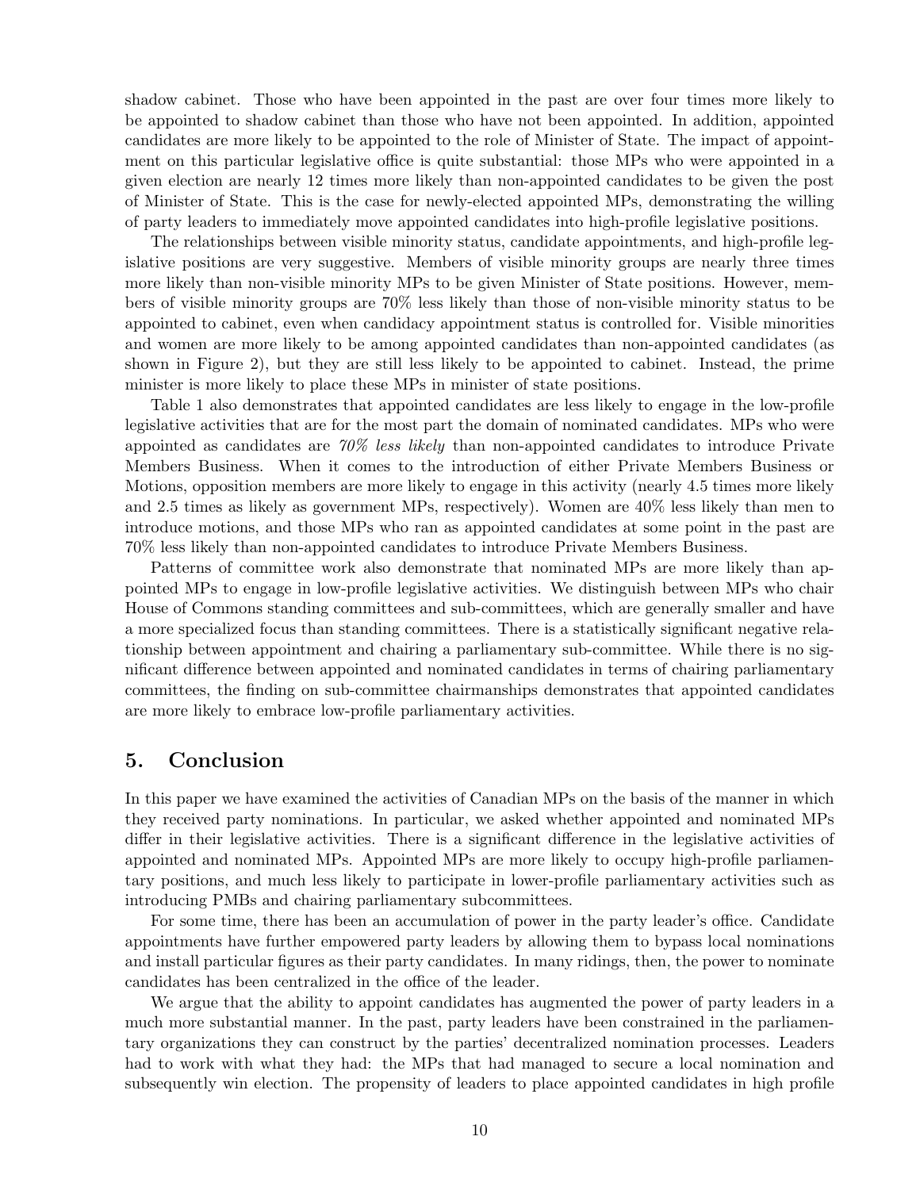shadow cabinet. Those who have been appointed in the past are over four times more likely to be appointed to shadow cabinet than those who have not been appointed. In addition, appointed candidates are more likely to be appointed to the role of Minister of State. The impact of appointment on this particular legislative office is quite substantial: those MPs who were appointed in a given election are nearly 12 times more likely than non-appointed candidates to be given the post of Minister of State. This is the case for newly-elected appointed MPs, demonstrating the willing of party leaders to immediately move appointed candidates into high-profile legislative positions.

The relationships between visible minority status, candidate appointments, and high-profile legislative positions are very suggestive. Members of visible minority groups are nearly three times more likely than non-visible minority MPs to be given Minister of State positions. However, members of visible minority groups are 70% less likely than those of non-visible minority status to be appointed to cabinet, even when candidacy appointment status is controlled for. Visible minorities and women are more likely to be among appointed candidates than non-appointed candidates (as shown in Figure 2), but they are still less likely to be appointed to cabinet. Instead, the prime minister is more likely to place these MPs in minister of state positions.

Table 1 also demonstrates that appointed candidates are less likely to engage in the low-profile legislative activities that are for the most part the domain of nominated candidates. MPs who were appointed as candidates are *70% less likely* than non-appointed candidates to introduce Private Members Business. When it comes to the introduction of either Private Members Business or Motions, opposition members are more likely to engage in this activity (nearly 4.5 times more likely and 2.5 times as likely as government MPs, respectively). Women are 40% less likely than men to introduce motions, and those MPs who ran as appointed candidates at some point in the past are 70% less likely than non-appointed candidates to introduce Private Members Business.

Patterns of committee work also demonstrate that nominated MPs are more likely than appointed MPs to engage in low-profile legislative activities. We distinguish between MPs who chair House of Commons standing committees and sub-committees, which are generally smaller and have a more specialized focus than standing committees. There is a statistically significant negative relationship between appointment and chairing a parliamentary sub-committee. While there is no significant difference between appointed and nominated candidates in terms of chairing parliamentary committees, the finding on sub-committee chairmanships demonstrates that appointed candidates are more likely to embrace low-profile parliamentary activities.

## 5. Conclusion

In this paper we have examined the activities of Canadian MPs on the basis of the manner in which they received party nominations. In particular, we asked whether appointed and nominated MPs differ in their legislative activities. There is a significant difference in the legislative activities of appointed and nominated MPs. Appointed MPs are more likely to occupy high-profile parliamentary positions, and much less likely to participate in lower-profile parliamentary activities such as introducing PMBs and chairing parliamentary subcommittees.

For some time, there has been an accumulation of power in the party leader's office. Candidate appointments have further empowered party leaders by allowing them to bypass local nominations and install particular figures as their party candidates. In many ridings, then, the power to nominate candidates has been centralized in the office of the leader.

We argue that the ability to appoint candidates has augmented the power of party leaders in a much more substantial manner. In the past, party leaders have been constrained in the parliamentary organizations they can construct by the parties' decentralized nomination processes. Leaders had to work with what they had: the MPs that had managed to secure a local nomination and subsequently win election. The propensity of leaders to place appointed candidates in high profile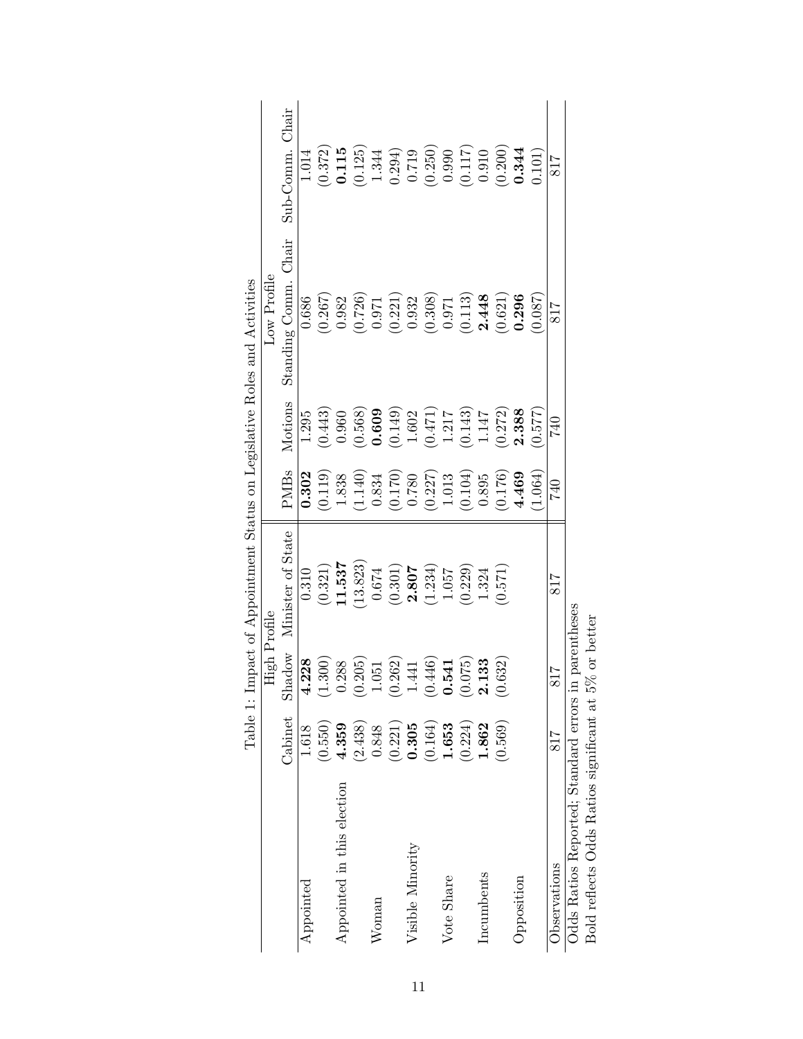Table 1: Impact of Appointment Status on Legislative Roles and Activities

| | High Profile | | | Low Profile | | | |
|---|---|---|---|---|---|---|---|
| | Cabinet | Shadow | Minister of State | PMBs | Motions | Standing Comm. Chair | Sub-Comm. Chair |
| Appointed | 1.618 | **4.228** | 0.310 | **0.302** | 1.295 | 0.686 | 1.014 |
| | (0.550) | (1.300) | (0.321) | (0.119) | (0.443) | (0.267) | (0.372) |
| Appointed in this election | **4.359** | 0.288 | **11.537** | 1.838 | 0.960 | 0.982 | **0.115** |
| | (2.438) | (0.205) | (13.823) | (1.140) | (0.568) | (0.726) | (0.125) |
| Woman | 0.848 | 1.051 | 0.674 | 0.834 | **0.609** | 0.971 | 1.344 |
| | (0.221) | (0.262) | (0.301) | (0.170) | (0.149) | (0.221) | (0.294) |
| Visible Minority | **0.305** | 1.441 | **2.807** | 0.780 | 1.602 | 0.932 | 0.719 |
| | (0.164) | (0.446) | (1.234) | (0.227) | (0.471) | (0.308) | (0.250) |
| Vote Share | **1.653** | **0.541** | 1.057 | 1.013 | 1.217 | 0.971 | 0.990 |
| | (0.224) | (0.075) | (0.229) | (0.104) | (0.143) | (0.113) | (0.117) |
| Incumbents | **1.862** | **2.133** | 1.324 | 0.895 | 1.147 | **2.448** | 0.910 |
| | (0.569) | (0.632) | (0.571) | (0.176) | (0.272) | (0.621) | (0.200) |
| Opposition | | | | **4.469** | **2.388** | **0.296** | **0.344** |
| | | | | (1.064) | (0.577) | (0.087) | (0.101) |
| Observations | 817 | 817 | 817 | 740 | 740 | 817 | 817 |

Odds Ratios Reported; Standard errors in parentheses
Bold reflects Odds Ratios significant at 5% or better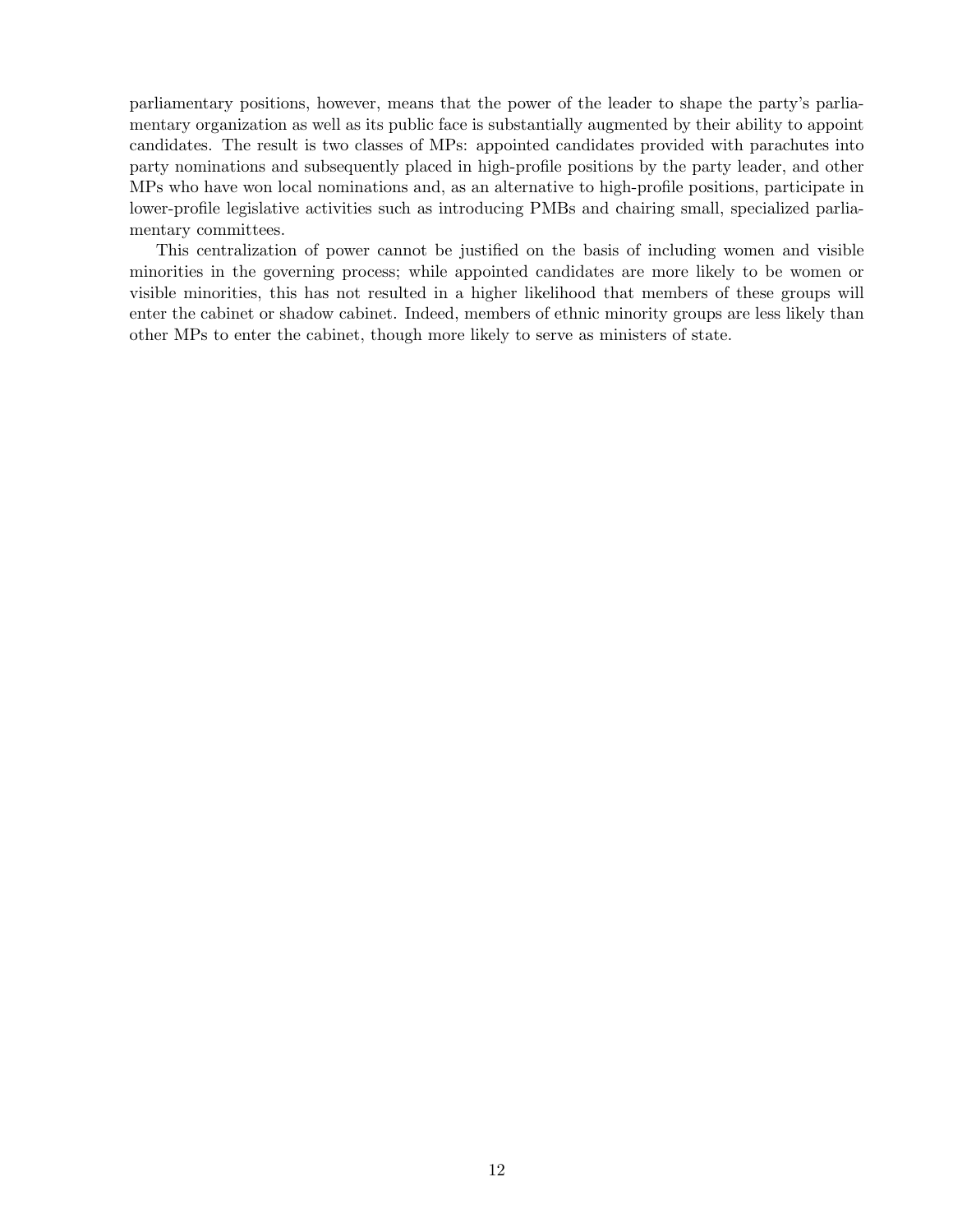parliamentary positions, however, means that the power of the leader to shape the party's parliamentary organization as well as its public face is substantially augmented by their ability to appoint candidates. The result is two classes of MPs: appointed candidates provided with parachutes into party nominations and subsequently placed in high-profile positions by the party leader, and other MPs who have won local nominations and, as an alternative to high-profile positions, participate in lower-profile legislative activities such as introducing PMBs and chairing small, specialized parliamentary committees.

This centralization of power cannot be justified on the basis of including women and visible minorities in the governing process; while appointed candidates are more likely to be women or visible minorities, this has not resulted in a higher likelihood that members of these groups will enter the cabinet or shadow cabinet. Indeed, members of ethnic minority groups are less likely than other MPs to enter the cabinet, though more likely to serve as ministers of state.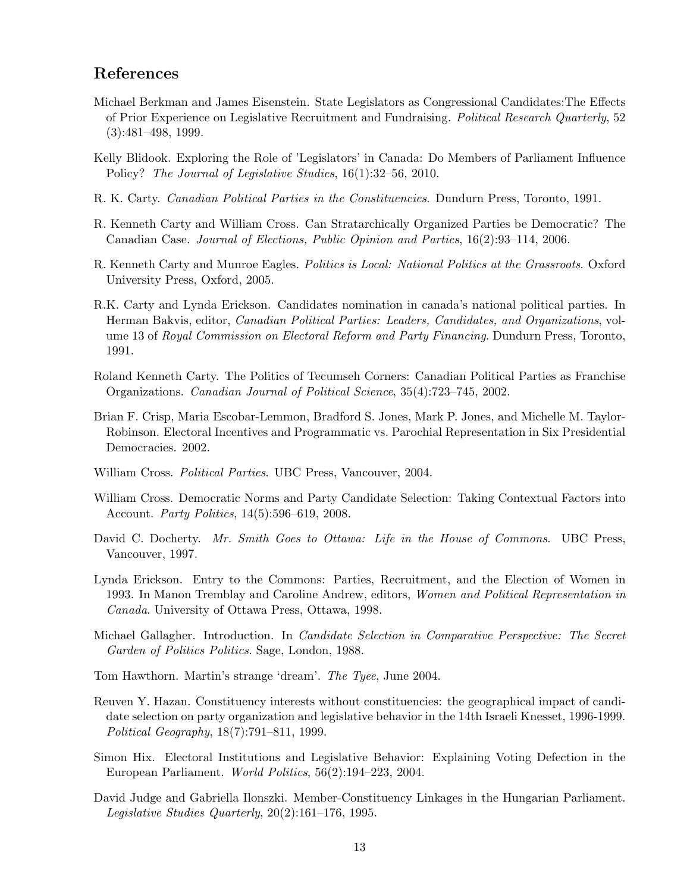## References

Michael Berkman and James Eisenstein. State Legislators as Congressional Candidates:The Effects of Prior Experience on Legislative Recruitment and Fundraising. *Political Research Quarterly*, 52 (3):481–498, 1999.

Kelly Blidook. Exploring the Role of 'Legislators' in Canada: Do Members of Parliament Influence Policy? *The Journal of Legislative Studies*, 16(1):32–56, 2010.

R. K. Carty. *Canadian Political Parties in the Constituencies*. Dundurn Press, Toronto, 1991.

R. Kenneth Carty and William Cross. Can Stratarchically Organized Parties be Democratic? The Canadian Case. *Journal of Elections, Public Opinion and Parties*, 16(2):93–114, 2006.

R. Kenneth Carty and Munroe Eagles. *Politics is Local: National Politics at the Grassroots*. Oxford University Press, Oxford, 2005.

R.K. Carty and Lynda Erickson. Candidates nomination in canada's national political parties. In Herman Bakvis, editor, *Canadian Political Parties: Leaders, Candidates, and Organizations*, volume 13 of *Royal Commission on Electoral Reform and Party Financing*. Dundurn Press, Toronto, 1991.

Roland Kenneth Carty. The Politics of Tecumseh Corners: Canadian Political Parties as Franchise Organizations. *Canadian Journal of Political Science*, 35(4):723–745, 2002.

Brian F. Crisp, Maria Escobar-Lemmon, Bradford S. Jones, Mark P. Jones, and Michelle M. Taylor-Robinson. Electoral Incentives and Programmatic vs. Parochial Representation in Six Presidential Democracies. 2002.

William Cross. *Political Parties*. UBC Press, Vancouver, 2004.

William Cross. Democratic Norms and Party Candidate Selection: Taking Contextual Factors into Account. *Party Politics*, 14(5):596–619, 2008.

David C. Docherty. *Mr. Smith Goes to Ottawa: Life in the House of Commons*. UBC Press, Vancouver, 1997.

Lynda Erickson. Entry to the Commons: Parties, Recruitment, and the Election of Women in 1993. In Manon Tremblay and Caroline Andrew, editors, *Women and Political Representation in Canada*. University of Ottawa Press, Ottawa, 1998.

Michael Gallagher. Introduction. In *Candidate Selection in Comparative Perspective: The Secret Garden of Politics Politics*. Sage, London, 1988.

Tom Hawthorn. Martin's strange 'dream'. *The Tyee*, June 2004.

Reuven Y. Hazan. Constituency interests without constituencies: the geographical impact of candidate selection on party organization and legislative behavior in the 14th Israeli Knesset, 1996-1999. *Political Geography*, 18(7):791–811, 1999.

Simon Hix. Electoral Institutions and Legislative Behavior: Explaining Voting Defection in the European Parliament. *World Politics*, 56(2):194–223, 2004.

David Judge and Gabriella Ilonszki. Member-Constituency Linkages in the Hungarian Parliament. *Legislative Studies Quarterly*, 20(2):161–176, 1995.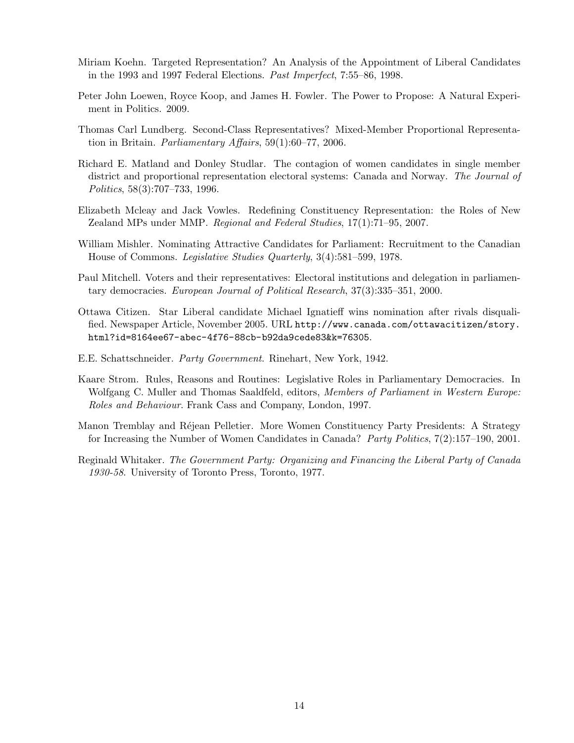Miriam Koehn. Targeted Representation? An Analysis of the Appointment of Liberal Candidates in the 1993 and 1997 Federal Elections. *Past Imperfect*, 7:55–86, 1998.

Peter John Loewen, Royce Koop, and James H. Fowler. The Power to Propose: A Natural Experiment in Politics. 2009.

Thomas Carl Lundberg. Second-Class Representatives? Mixed-Member Proportional Representation in Britain. *Parliamentary Affairs*, 59(1):60–77, 2006.

Richard E. Matland and Donley Studlar. The contagion of women candidates in single member district and proportional representation electoral systems: Canada and Norway. *The Journal of Politics*, 58(3):707–733, 1996.

Elizabeth Mcleay and Jack Vowles. Redefining Constituency Representation: the Roles of New Zealand MPs under MMP. *Regional and Federal Studies*, 17(1):71–95, 2007.

William Mishler. Nominating Attractive Candidates for Parliament: Recruitment to the Canadian House of Commons. *Legislative Studies Quarterly*, 3(4):581–599, 1978.

Paul Mitchell. Voters and their representatives: Electoral institutions and delegation in parliamentary democracies. *European Journal of Political Research*, 37(3):335–351, 2000.

Ottawa Citizen. Star Liberal candidate Michael Ignatieff wins nomination after rivals disqualified. Newspaper Article, November 2005. URL `http://www.canada.com/ottawacitizen/story.html?id=8164ee67-abec-4f76-88cb-b92da9cede83&k=76305`.

E.E. Schattschneider. *Party Government*. Rinehart, New York, 1942.

Kaare Strom. Rules, Reasons and Routines: Legislative Roles in Parliamentary Democracies. In Wolfgang C. Muller and Thomas Saaldfeld, editors, *Members of Parliament in Western Europe: Roles and Behaviour*. Frank Cass and Company, London, 1997.

Manon Tremblay and Réjean Pelletier. More Women Constituency Party Presidents: A Strategy for Increasing the Number of Women Candidates in Canada? *Party Politics*, 7(2):157–190, 2001.

Reginald Whitaker. *The Government Party: Organizing and Financing the Liberal Party of Canada 1930-58*. University of Toronto Press, Toronto, 1977.